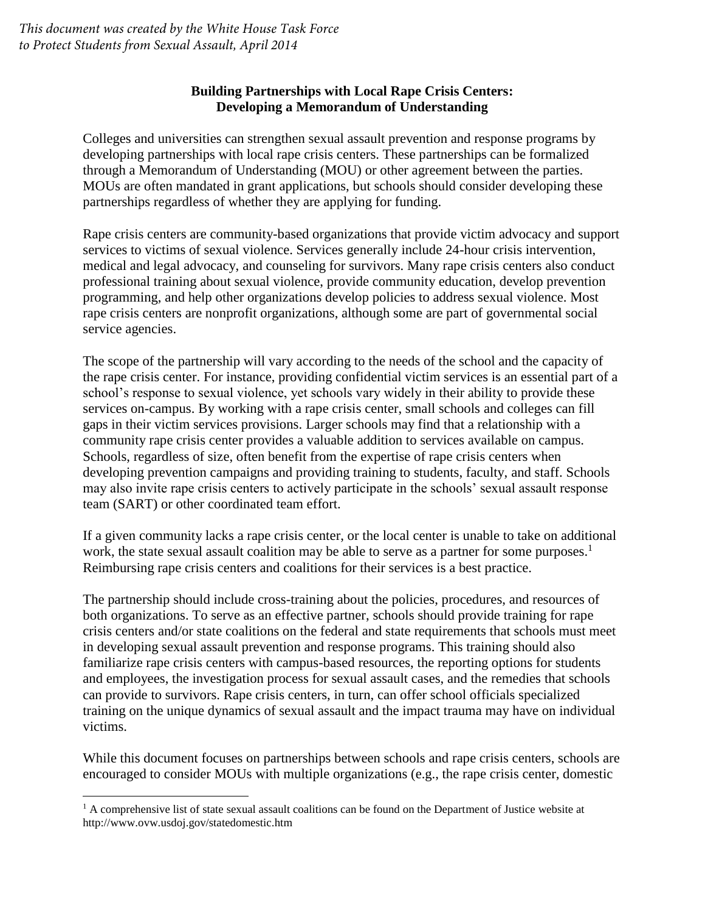*This document was created by the White House Task Force to Protect Students from Sexual Assault, April 2014*

## Building Partnerships with Local Rape Crisis Centers: Developing a Memorandum of Understanding

Colleges and universities can strengthen sexual assault prevention and response programs by developing partnerships with local rape crisis centers. These partnerships can be formalized through a Memorandum of Understanding (MOU) or other agreement between the parties. MOUs are often mandated in grant applications, but schools should consider developing these partnerships regardless of whether they are applying for funding.

Rape crisis centers are community-based organizations that provide victim advocacy and support services to victims of sexual violence. Services generally include 24-hour crisis intervention, medical and legal advocacy, and counseling for survivors. Many rape crisis centers also conduct professional training about sexual violence, provide community education, develop prevention programming, and help other organizations develop policies to address sexual violence. Most rape crisis centers are nonprofit organizations, although some are part of governmental social service agencies.

The scope of the partnership will vary according to the needs of the school and the capacity of the rape crisis center. For instance, providing confidential victim services is an essential part of a school's response to sexual violence, yet schools vary widely in their ability to provide these services on-campus. By working with a rape crisis center, small schools and colleges can fill gaps in their victim services provisions. Larger schools may find that a relationship with a community rape crisis center provides a valuable addition to services available on campus. Schools, regardless of size, often benefit from the expertise of rape crisis centers when developing prevention campaigns and providing training to students, faculty, and staff. Schools may also invite rape crisis centers to actively participate in the schools' sexual assault response team (SART) or other coordinated team effort.

If a given community lacks a rape crisis center, or the local center is unable to take on additional work, the state sexual assault coalition may be able to serve as a partner for some purposes.[1] Reimbursing rape crisis centers and coalitions for their services is a best practice.

The partnership should include cross-training about the policies, procedures, and resources of both organizations. To serve as an effective partner, schools should provide training for rape crisis centers and/or state coalitions on the federal and state requirements that schools must meet in developing sexual assault prevention and response programs. This training should also familiarize rape crisis centers with campus-based resources, the reporting options for students and employees, the investigation process for sexual assault cases, and the remedies that schools can provide to survivors. Rape crisis centers, in turn, can offer school officials specialized training on the unique dynamics of sexual assault and the impact trauma may have on individual victims.

While this document focuses on partnerships between schools and rape crisis centers, schools are encouraged to consider MOUs with multiple organizations (e.g., the rape crisis center, domestic

---

[1] A comprehensive list of state sexual assault coalitions can be found on the Department of Justice website at http://www.ovw.usdoj.gov/statedomestic.htm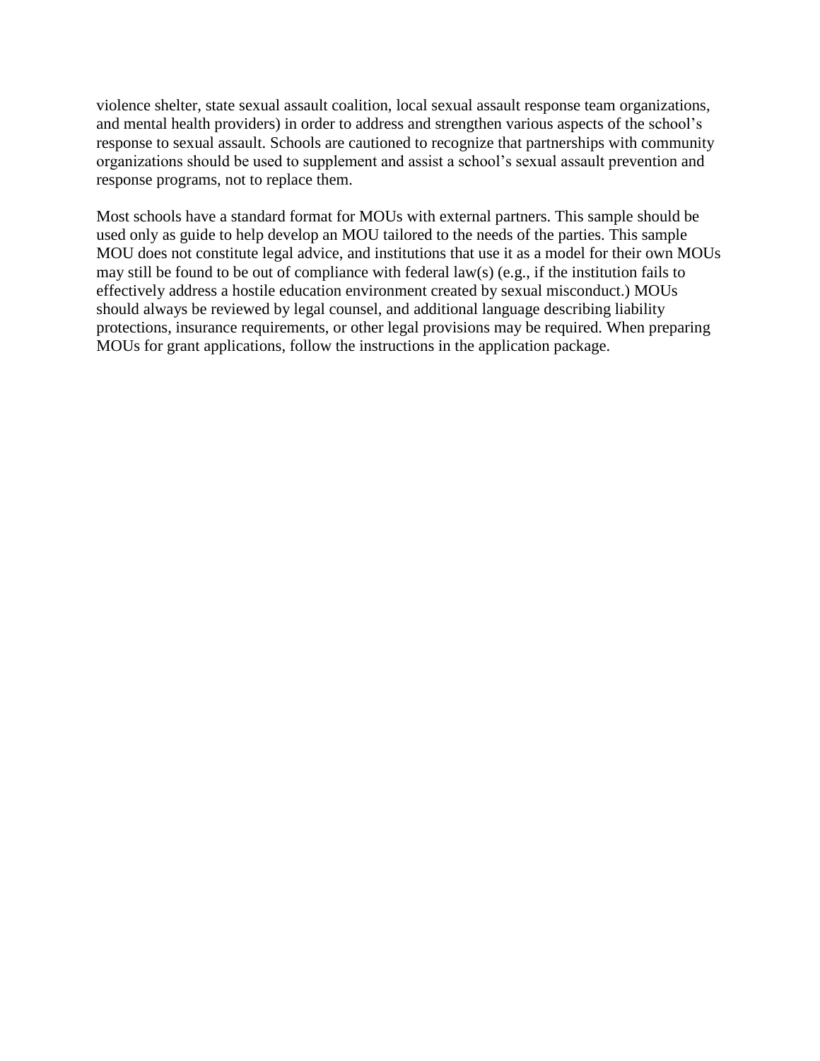violence shelter, state sexual assault coalition, local sexual assault response team organizations, and mental health providers) in order to address and strengthen various aspects of the school's response to sexual assault. Schools are cautioned to recognize that partnerships with community organizations should be used to supplement and assist a school's sexual assault prevention and response programs, not to replace them.

Most schools have a standard format for MOUs with external partners. This sample should be used only as guide to help develop an MOU tailored to the needs of the parties. This sample MOU does not constitute legal advice, and institutions that use it as a model for their own MOUs may still be found to be out of compliance with federal law(s) (e.g., if the institution fails to effectively address a hostile education environment created by sexual misconduct.) MOUs should always be reviewed by legal counsel, and additional language describing liability protections, insurance requirements, or other legal provisions may be required. When preparing MOUs for grant applications, follow the instructions in the application package.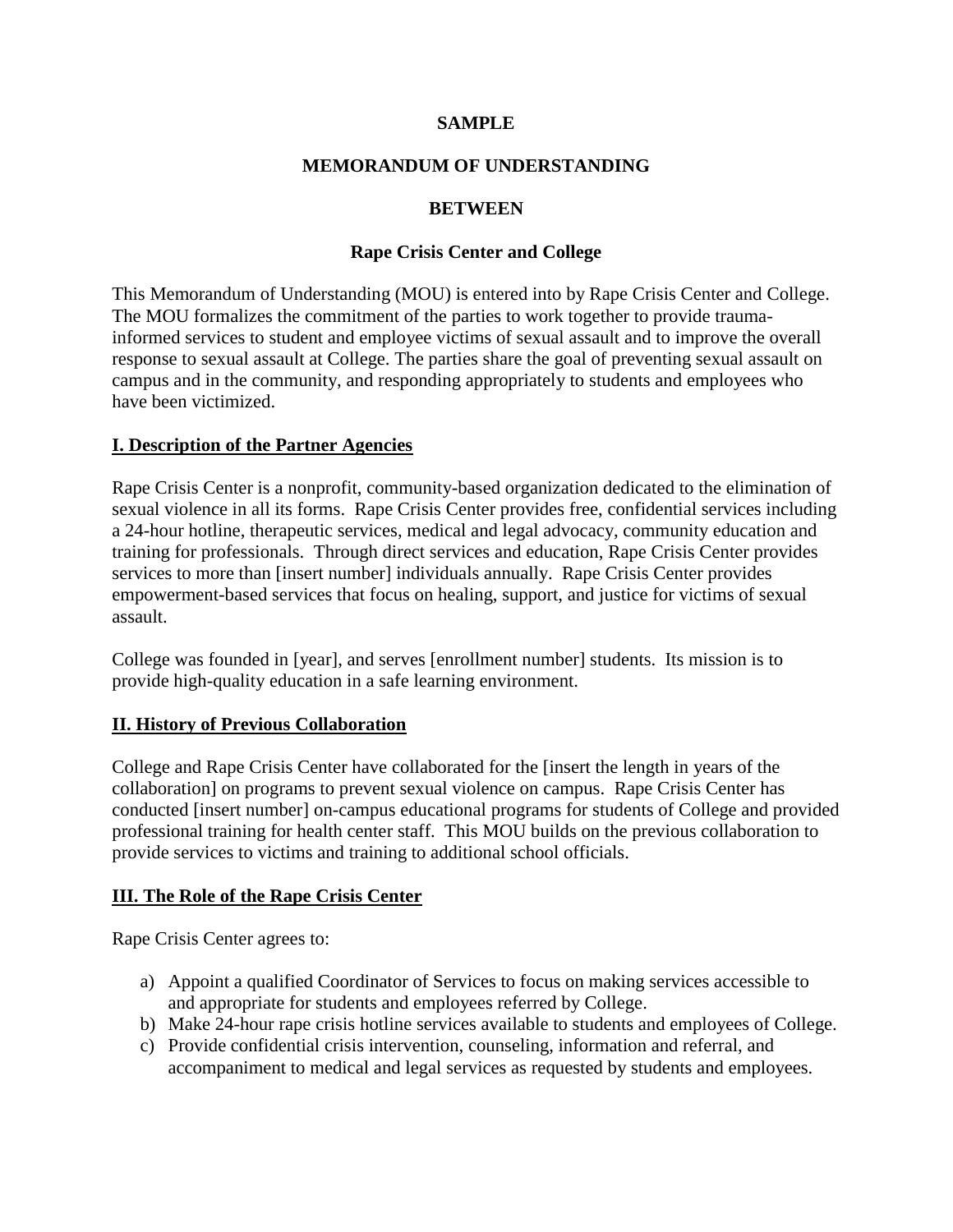**SAMPLE**

**MEMORANDUM OF UNDERSTANDING**

**BETWEEN**

**Rape Crisis Center and College**

This Memorandum of Understanding (MOU) is entered into by Rape Crisis Center and College. The MOU formalizes the commitment of the parties to work together to provide trauma-informed services to student and employee victims of sexual assault and to improve the overall response to sexual assault at College. The parties share the goal of preventing sexual assault on campus and in the community, and responding appropriately to students and employees who have been victimized.

## I. Description of the Partner Agencies

Rape Crisis Center is a nonprofit, community-based organization dedicated to the elimination of sexual violence in all its forms. Rape Crisis Center provides free, confidential services including a 24-hour hotline, therapeutic services, medical and legal advocacy, community education and training for professionals. Through direct services and education, Rape Crisis Center provides services to more than [insert number] individuals annually. Rape Crisis Center provides empowerment-based services that focus on healing, support, and justice for victims of sexual assault.

College was founded in [year], and serves [enrollment number] students. Its mission is to provide high-quality education in a safe learning environment.

## II. History of Previous Collaboration

College and Rape Crisis Center have collaborated for the [insert the length in years of the collaboration] on programs to prevent sexual violence on campus. Rape Crisis Center has conducted [insert number] on-campus educational programs for students of College and provided professional training for health center staff. This MOU builds on the previous collaboration to provide services to victims and training to additional school officials.

## III. The Role of the Rape Crisis Center

Rape Crisis Center agrees to:

a) Appoint a qualified Coordinator of Services to focus on making services accessible to and appropriate for students and employees referred by College.
b) Make 24-hour rape crisis hotline services available to students and employees of College.
c) Provide confidential crisis intervention, counseling, information and referral, and accompaniment to medical and legal services as requested by students and employees.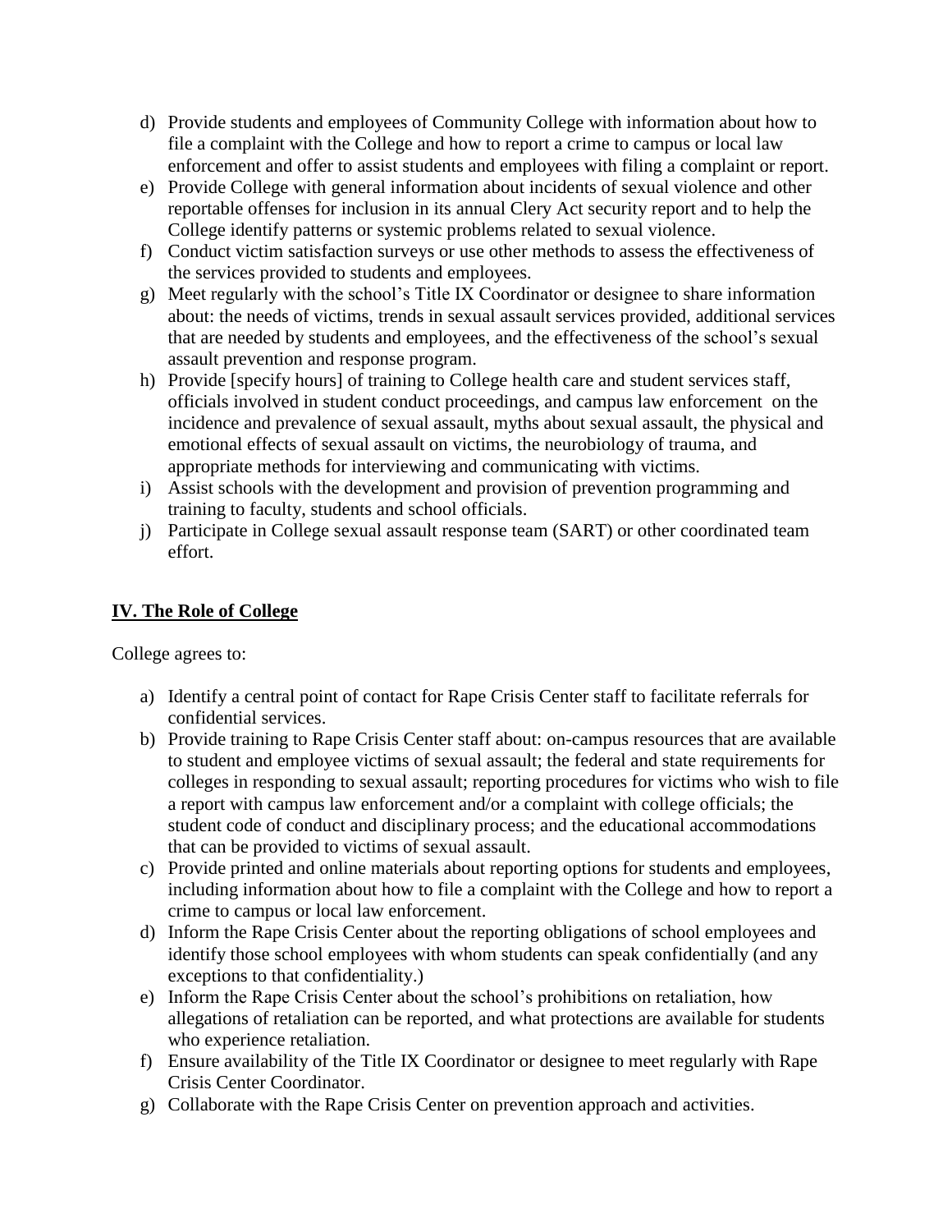d) Provide students and employees of Community College with information about how to file a complaint with the College and how to report a crime to campus or local law enforcement and offer to assist students and employees with filing a complaint or report.
e) Provide College with general information about incidents of sexual violence and other reportable offenses for inclusion in its annual Clery Act security report and to help the College identify patterns or systemic problems related to sexual violence.
f) Conduct victim satisfaction surveys or use other methods to assess the effectiveness of the services provided to students and employees.
g) Meet regularly with the school's Title IX Coordinator or designee to share information about: the needs of victims, trends in sexual assault services provided, additional services that are needed by students and employees, and the effectiveness of the school's sexual assault prevention and response program.
h) Provide [specify hours] of training to College health care and student services staff, officials involved in student conduct proceedings, and campus law enforcement on the incidence and prevalence of sexual assault, myths about sexual assault, the physical and emotional effects of sexual assault on victims, the neurobiology of trauma, and appropriate methods for interviewing and communicating with victims.
i) Assist schools with the development and provision of prevention programming and training to faculty, students and school officials.
j) Participate in College sexual assault response team (SART) or other coordinated team effort.

## IV. The Role of College

College agrees to:

a) Identify a central point of contact for Rape Crisis Center staff to facilitate referrals for confidential services.
b) Provide training to Rape Crisis Center staff about: on-campus resources that are available to student and employee victims of sexual assault; the federal and state requirements for colleges in responding to sexual assault; reporting procedures for victims who wish to file a report with campus law enforcement and/or a complaint with college officials; the student code of conduct and disciplinary process; and the educational accommodations that can be provided to victims of sexual assault.
c) Provide printed and online materials about reporting options for students and employees, including information about how to file a complaint with the College and how to report a crime to campus or local law enforcement.
d) Inform the Rape Crisis Center about the reporting obligations of school employees and identify those school employees with whom students can speak confidentially (and any exceptions to that confidentiality.)
e) Inform the Rape Crisis Center about the school's prohibitions on retaliation, how allegations of retaliation can be reported, and what protections are available for students who experience retaliation.
f) Ensure availability of the Title IX Coordinator or designee to meet regularly with Rape Crisis Center Coordinator.
g) Collaborate with the Rape Crisis Center on prevention approach and activities.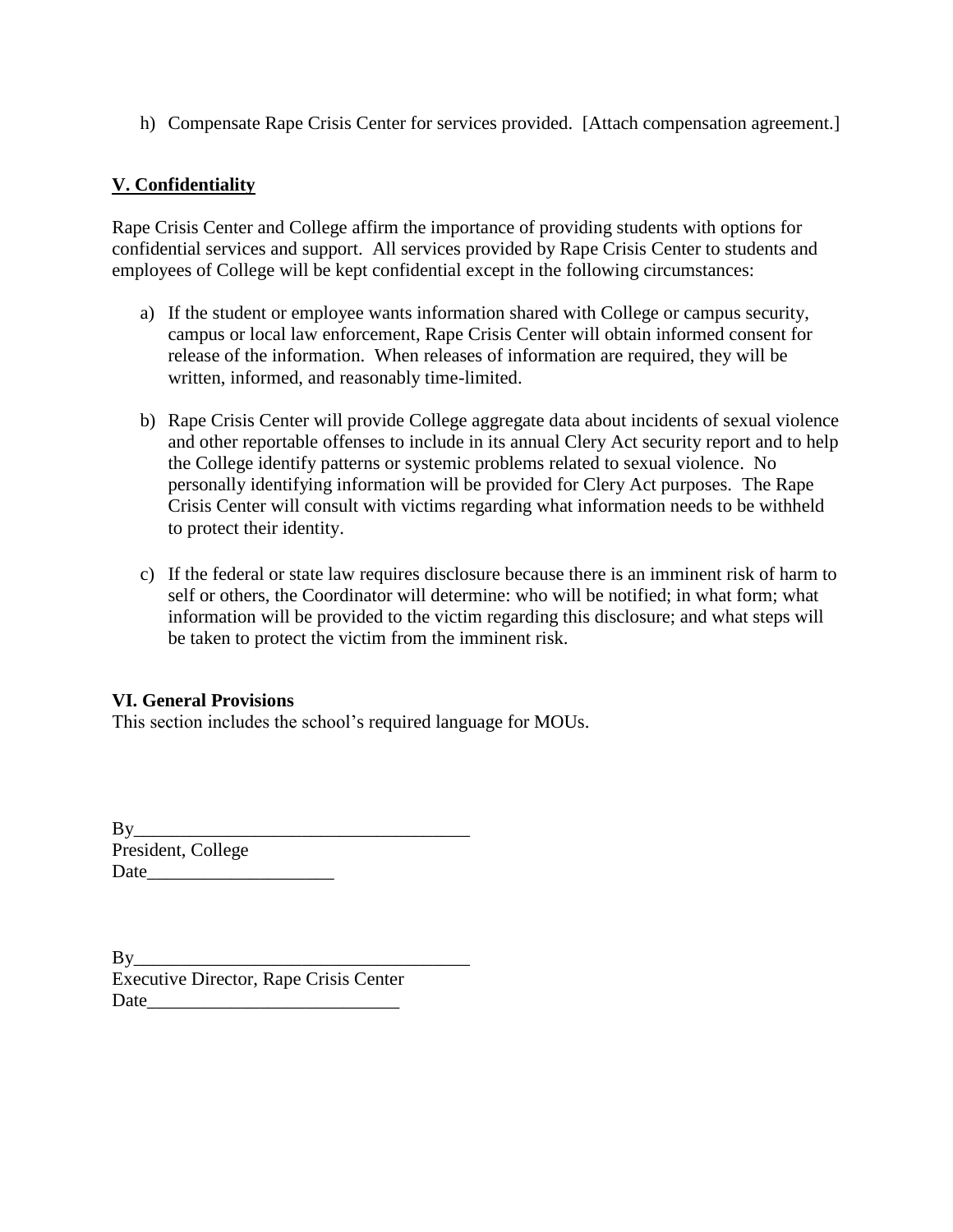h) Compensate Rape Crisis Center for services provided. [Attach compensation agreement.]

## V. Confidentiality

Rape Crisis Center and College affirm the importance of providing students with options for confidential services and support. All services provided by Rape Crisis Center to students and employees of College will be kept confidential except in the following circumstances:

a) If the student or employee wants information shared with College or campus security, campus or local law enforcement, Rape Crisis Center will obtain informed consent for release of the information. When releases of information are required, they will be written, informed, and reasonably time-limited.

b) Rape Crisis Center will provide College aggregate data about incidents of sexual violence and other reportable offenses to include in its annual Clery Act security report and to help the College identify patterns or systemic problems related to sexual violence. No personally identifying information will be provided for Clery Act purposes. The Rape Crisis Center will consult with victims regarding what information needs to be withheld to protect their identity.

c) If the federal or state law requires disclosure because there is an imminent risk of harm to self or others, the Coordinator will determine: who will be notified; in what form; what information will be provided to the victim regarding this disclosure; and what steps will be taken to protect the victim from the imminent risk.

## VI. General Provisions

This section includes the school's required language for MOUs.

By____________________________________
President, College
Date____________________

By____________________________________
Executive Director, Rape Crisis Center
Date___________________________